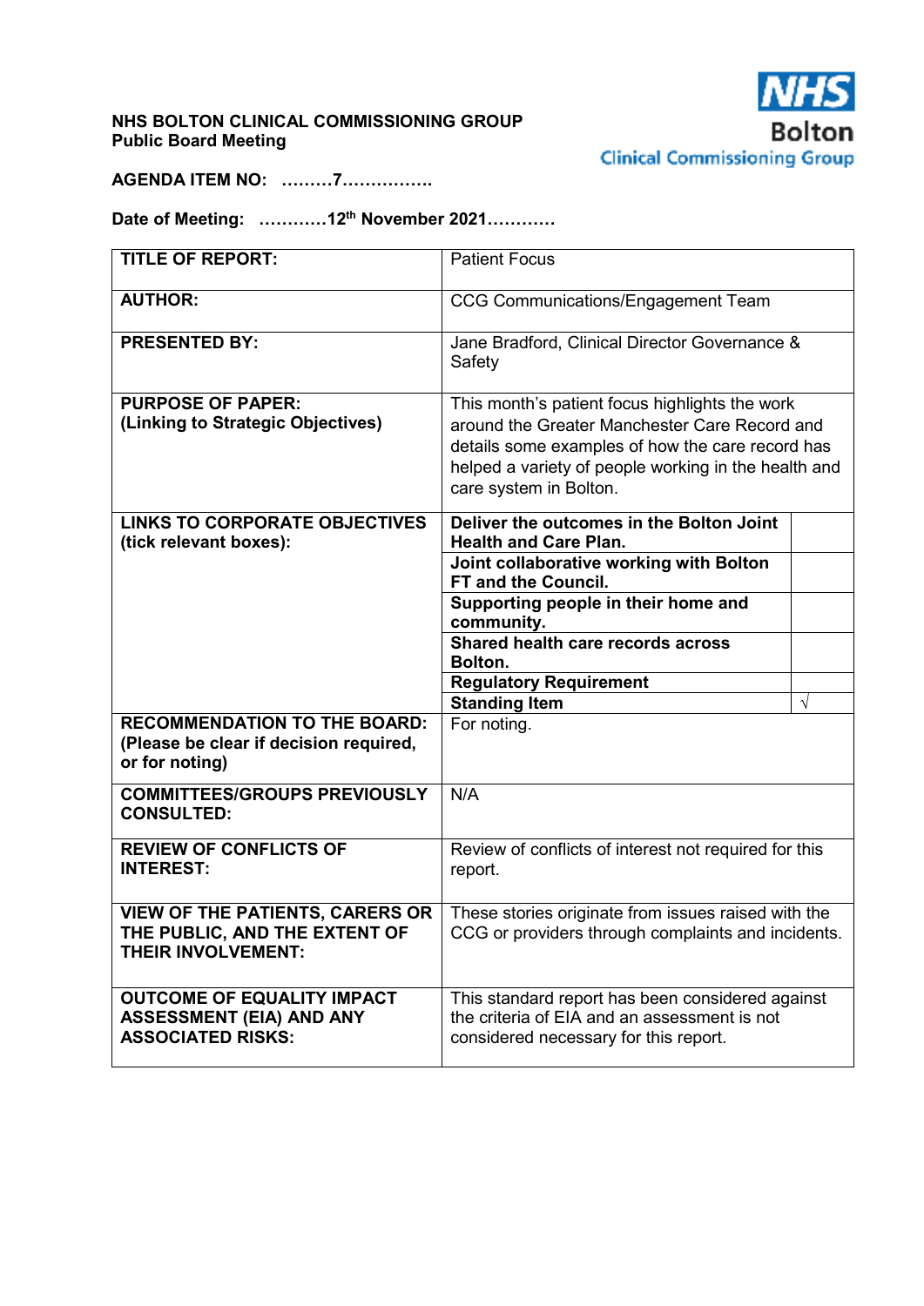**NHS BOLTON CLINICAL COMMISSIONING GROUP**
**Public Board Meeting**

NHS Bolton Clinical Commissioning Group

**AGENDA ITEM NO: ………7…………….**

**Date of Meeting: …………12th November 2021…………**

| | | |
|---|---|---|
| **TITLE OF REPORT:** | Patient Focus | |
| **AUTHOR:** | CCG Communications/Engagement Team | |
| **PRESENTED BY:** | Jane Bradford, Clinical Director Governance & Safety | |
| **PURPOSE OF PAPER:** **(Linking to Strategic Objectives)** | This month's patient focus highlights the work around the Greater Manchester Care Record and details some examples of how the care record has helped a variety of people working in the health and care system in Bolton. | |
| **LINKS TO CORPORATE OBJECTIVES (tick relevant boxes):** | **Deliver the outcomes in the Bolton Joint Health and Care Plan.** | |
| | **Joint collaborative working with Bolton FT and the Council.** | |
| | **Supporting people in their home and community.** | |
| | **Shared health care records across Bolton.** | |
| | **Regulatory Requirement** | |
| | **Standing Item** | √ |
| **RECOMMENDATION TO THE BOARD:** **(Please be clear if decision required, or for noting)** | For noting. | |
| **COMMITTEES/GROUPS PREVIOUSLY CONSULTED:** | N/A | |
| **REVIEW OF CONFLICTS OF INTEREST:** | Review of conflicts of interest not required for this report. | |
| **VIEW OF THE PATIENTS, CARERS OR THE PUBLIC, AND THE EXTENT OF THEIR INVOLVEMENT:** | These stories originate from issues raised with the CCG or providers through complaints and incidents. | |
| **OUTCOME OF EQUALITY IMPACT ASSESSMENT (EIA) AND ANY ASSOCIATED RISKS:** | This standard report has been considered against the criteria of EIA and an assessment is not considered necessary for this report. | |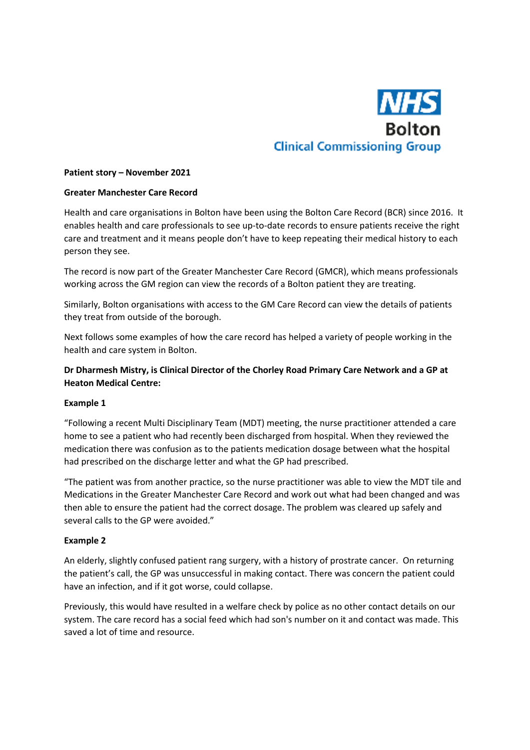**NHS**
**Bolton**
**Clinical Commissioning Group**

**Patient story – November 2021**

**Greater Manchester Care Record**

Health and care organisations in Bolton have been using the Bolton Care Record (BCR) since 2016. It enables health and care professionals to see up-to-date records to ensure patients receive the right care and treatment and it means people don't have to keep repeating their medical history to each person they see.

The record is now part of the Greater Manchester Care Record (GMCR), which means professionals working across the GM region can view the records of a Bolton patient they are treating.

Similarly, Bolton organisations with access to the GM Care Record can view the details of patients they treat from outside of the borough.

Next follows some examples of how the care record has helped a variety of people working in the health and care system in Bolton.

**Dr Dharmesh Mistry, is Clinical Director of the Chorley Road Primary Care Network and a GP at Heaton Medical Centre:**

**Example 1**

"Following a recent Multi Disciplinary Team (MDT) meeting, the nurse practitioner attended a care home to see a patient who had recently been discharged from hospital. When they reviewed the medication there was confusion as to the patients medication dosage between what the hospital had prescribed on the discharge letter and what the GP had prescribed.

"The patient was from another practice, so the nurse practitioner was able to view the MDT tile and Medications in the Greater Manchester Care Record and work out what had been changed and was then able to ensure the patient had the correct dosage. The problem was cleared up safely and several calls to the GP were avoided."

**Example 2**

An elderly, slightly confused patient rang surgery, with a history of prostrate cancer. On returning the patient's call, the GP was unsuccessful in making contact. There was concern the patient could have an infection, and if it got worse, could collapse.

Previously, this would have resulted in a welfare check by police as no other contact details on our system. The care record has a social feed which had son's number on it and contact was made. This saved a lot of time and resource.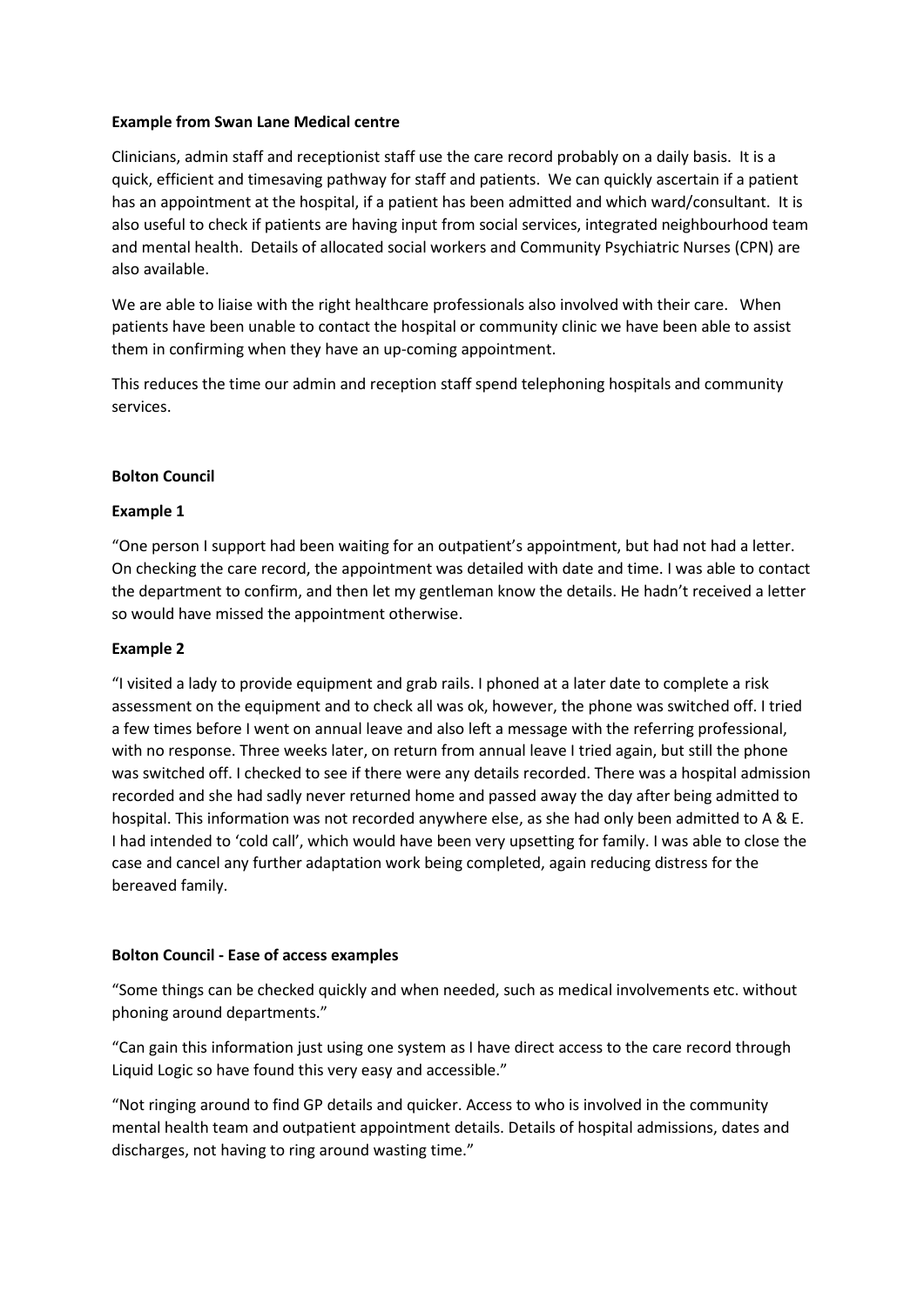**Example from Swan Lane Medical centre**

Clinicians, admin staff and receptionist staff use the care record probably on a daily basis. It is a quick, efficient and timesaving pathway for staff and patients. We can quickly ascertain if a patient has an appointment at the hospital, if a patient has been admitted and which ward/consultant. It is also useful to check if patients are having input from social services, integrated neighbourhood team and mental health. Details of allocated social workers and Community Psychiatric Nurses (CPN) are also available.

We are able to liaise with the right healthcare professionals also involved with their care. When patients have been unable to contact the hospital or community clinic we have been able to assist them in confirming when they have an up-coming appointment.

This reduces the time our admin and reception staff spend telephoning hospitals and community services.

**Bolton Council**

**Example 1**

"One person I support had been waiting for an outpatient's appointment, but had not had a letter. On checking the care record, the appointment was detailed with date and time. I was able to contact the department to confirm, and then let my gentleman know the details. He hadn't received a letter so would have missed the appointment otherwise.

**Example 2**

"I visited a lady to provide equipment and grab rails. I phoned at a later date to complete a risk assessment on the equipment and to check all was ok, however, the phone was switched off. I tried a few times before I went on annual leave and also left a message with the referring professional, with no response. Three weeks later, on return from annual leave I tried again, but still the phone was switched off. I checked to see if there were any details recorded. There was a hospital admission recorded and she had sadly never returned home and passed away the day after being admitted to hospital. This information was not recorded anywhere else, as she had only been admitted to A & E. I had intended to 'cold call', which would have been very upsetting for family. I was able to close the case and cancel any further adaptation work being completed, again reducing distress for the bereaved family.

**Bolton Council - Ease of access examples**

"Some things can be checked quickly and when needed, such as medical involvements etc. without phoning around departments."

"Can gain this information just using one system as I have direct access to the care record through Liquid Logic so have found this very easy and accessible."

"Not ringing around to find GP details and quicker. Access to who is involved in the community mental health team and outpatient appointment details. Details of hospital admissions, dates and discharges, not having to ring around wasting time."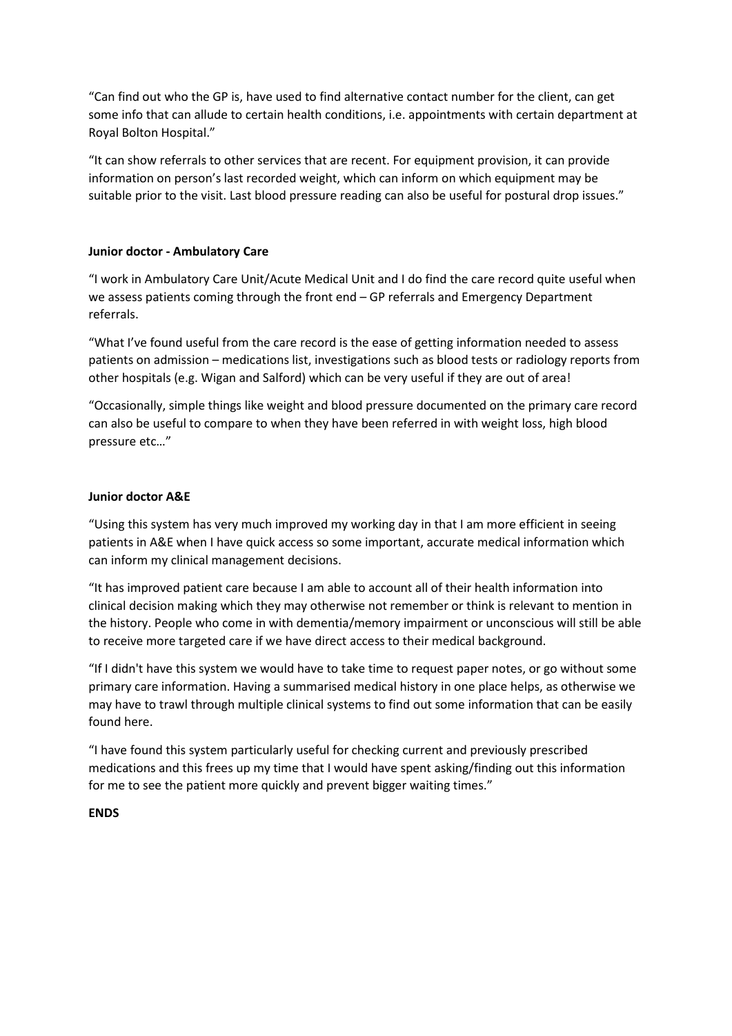"Can find out who the GP is, have used to find alternative contact number for the client, can get some info that can allude to certain health conditions, i.e. appointments with certain department at Royal Bolton Hospital."

"It can show referrals to other services that are recent. For equipment provision, it can provide information on person's last recorded weight, which can inform on which equipment may be suitable prior to the visit. Last blood pressure reading can also be useful for postural drop issues."

**Junior doctor - Ambulatory Care**

"I work in Ambulatory Care Unit/Acute Medical Unit and I do find the care record quite useful when we assess patients coming through the front end – GP referrals and Emergency Department referrals.

"What I've found useful from the care record is the ease of getting information needed to assess patients on admission – medications list, investigations such as blood tests or radiology reports from other hospitals (e.g. Wigan and Salford) which can be very useful if they are out of area!

"Occasionally, simple things like weight and blood pressure documented on the primary care record can also be useful to compare to when they have been referred in with weight loss, high blood pressure etc…"

**Junior doctor A&E**

"Using this system has very much improved my working day in that I am more efficient in seeing patients in A&E when I have quick access so some important, accurate medical information which can inform my clinical management decisions.

"It has improved patient care because I am able to account all of their health information into clinical decision making which they may otherwise not remember or think is relevant to mention in the history. People who come in with dementia/memory impairment or unconscious will still be able to receive more targeted care if we have direct access to their medical background.

"If I didn't have this system we would have to take time to request paper notes, or go without some primary care information. Having a summarised medical history in one place helps, as otherwise we may have to trawl through multiple clinical systems to find out some information that can be easily found here.

"I have found this system particularly useful for checking current and previously prescribed medications and this frees up my time that I would have spent asking/finding out this information for me to see the patient more quickly and prevent bigger waiting times."

**ENDS**